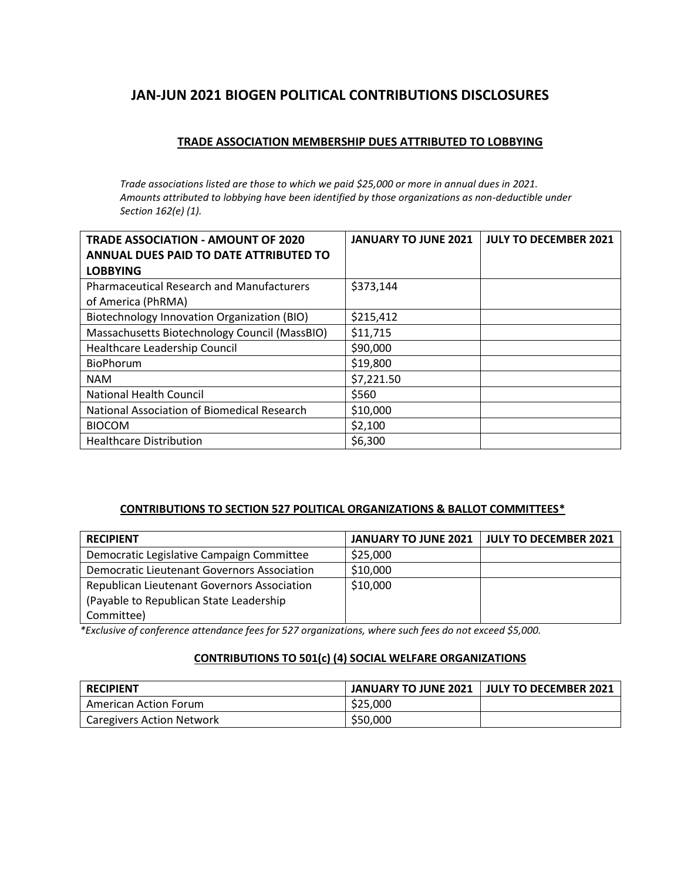# JAN-JUN 2021 BIOGEN POLITICAL CONTRIBUTIONS DISCLOSURES

## TRADE ASSOCIATION MEMBERSHIP DUES ATTRIBUTED TO LOBBYING

*Trade associations listed are those to which we paid $25,000 or more in annual dues in 2021. Amounts attributed to lobbying have been identified by those organizations as non-deductible under Section 162(e) (1).*

| TRADE ASSOCIATION - AMOUNT OF 2020 ANNUAL DUES PAID TO DATE ATTRIBUTED TO LOBBYING | JANUARY TO JUNE 2021 | JULY TO DECEMBER 2021 |
|---|---|---|
| Pharmaceutical Research and Manufacturers of America (PhRMA) | $373,144 | |
| Biotechnology Innovation Organization (BIO) | $215,412 | |
| Massachusetts Biotechnology Council (MassBIO) | $11,715 | |
| Healthcare Leadership Council | $90,000 | |
| BioPhorum | $19,800 | |
| NAM | $7,221.50 | |
| National Health Council | $560 | |
| National Association of Biomedical Research | $10,000 | |
| BIOCOM | $2,100 | |
| Healthcare Distribution | $6,300 | |

## CONTRIBUTIONS TO SECTION 527 POLITICAL ORGANIZATIONS & BALLOT COMMITTEES*

| RECIPIENT | JANUARY TO JUNE 2021 | JULY TO DECEMBER 2021 |
|---|---|---|
| Democratic Legislative Campaign Committee | $25,000 | |
| Democratic Lieutenant Governors Association | $10,000 | |
| Republican Lieutenant Governors Association (Payable to Republican State Leadership Committee) | $10,000 | |

*\*Exclusive of conference attendance fees for 527 organizations, where such fees do not exceed $5,000.*

## CONTRIBUTIONS TO 501(c) (4) SOCIAL WELFARE ORGANIZATIONS

| RECIPIENT | JANUARY TO JUNE 2021 | JULY TO DECEMBER 2021 |
|---|---|---|
| American Action Forum | $25,000 | |
| Caregivers Action Network | $50,000 | |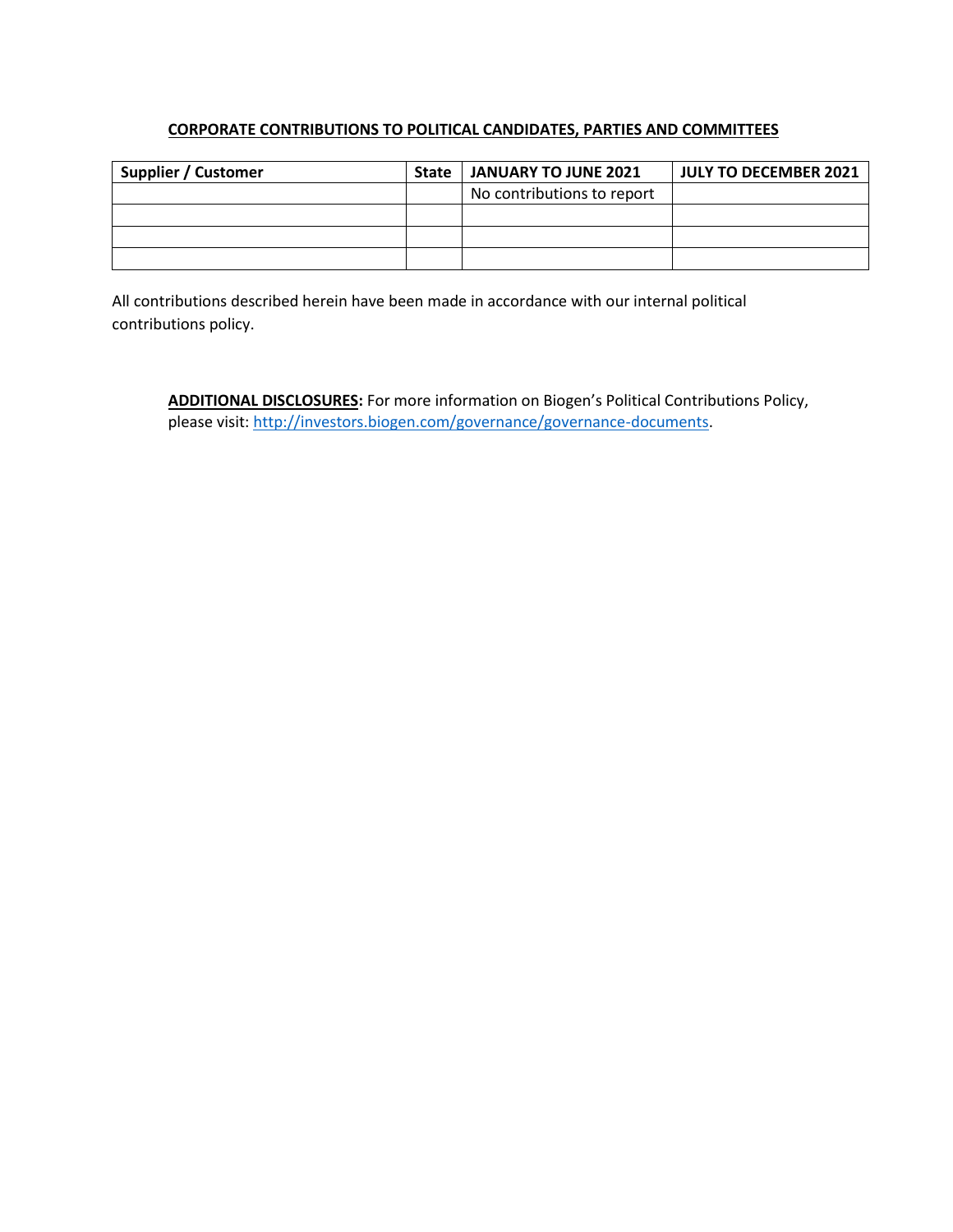**CORPORATE CONTRIBUTIONS TO POLITICAL CANDIDATES, PARTIES AND COMMITTEES**

| Supplier / Customer | State | JANUARY TO JUNE 2021 | JULY TO DECEMBER 2021 |
|---|---|---|---|
| | | No contributions to report | |
| | | | |
| | | | |
| | | | |

All contributions described herein have been made in accordance with our internal political contributions policy.

**ADDITIONAL DISCLOSURES:** For more information on Biogen's Political Contributions Policy, please visit: http://investors.biogen.com/governance/governance-documents.